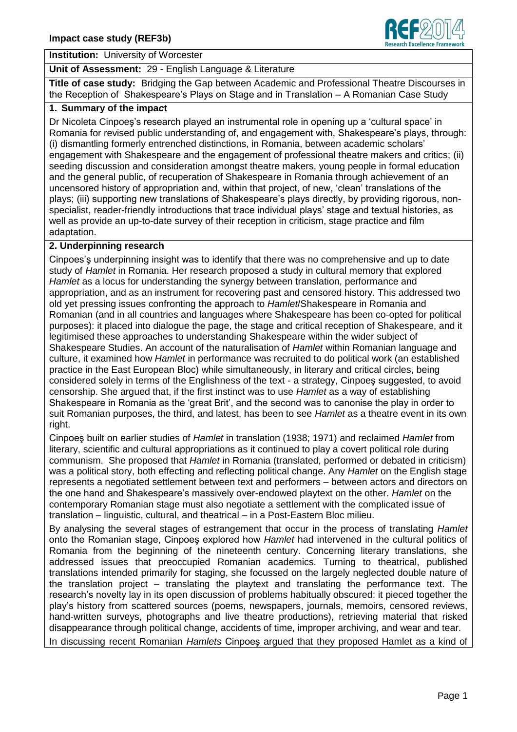# Impact case study (REF3b)

**Institution:** University of Worcester

**Unit of Assessment:** 29 - English Language & Literature

**Title of case study:** Bridging the Gap between Academic and Professional Theatre Discourses in the Reception of Shakespeare's Plays on Stage and in Translation – A Romanian Case Study

## 1. Summary of the impact

Dr Nicoleta Cinpoeş's research played an instrumental role in opening up a 'cultural space' in Romania for revised public understanding of, and engagement with, Shakespeare's plays, through: (i) dismantling formerly entrenched distinctions, in Romania, between academic scholars' engagement with Shakespeare and the engagement of professional theatre makers and critics; (ii) seeding discussion and consideration amongst theatre makers, young people in formal education and the general public, of recuperation of Shakespeare in Romania through achievement of an uncensored history of appropriation and, within that project, of new, 'clean' translations of the plays; (iii) supporting new translations of Shakespeare's plays directly, by providing rigorous, non-specialist, reader-friendly introductions that trace individual plays' stage and textual histories, as well as provide an up-to-date survey of their reception in criticism, stage practice and film adaptation.

## 2. Underpinning research

Cinpoeş's underpinning insight was to identify that there was no comprehensive and up to date study of *Hamlet* in Romania. Her research proposed a study in cultural memory that explored *Hamlet* as a locus for understanding the synergy between translation, performance and appropriation, and as an instrument for recovering past and censored history. This addressed two old yet pressing issues confronting the approach to *Hamlet*/Shakespeare in Romania and Romanian (and in all countries and languages where Shakespeare has been co-opted for political purposes): it placed into dialogue the page, the stage and critical reception of Shakespeare, and it legitimised these approaches to understanding Shakespeare within the wider subject of Shakespeare Studies. An account of the naturalisation of *Hamlet* within Romanian language and culture, it examined how *Hamlet* in performance was recruited to do political work (an established practice in the East European Bloc) while simultaneously, in literary and critical circles, being considered solely in terms of the Englishness of the text - a strategy, Cinpoeş suggested, to avoid censorship. She argued that, if the first instinct was to use *Hamlet* as a way of establishing Shakespeare in Romania as the 'great Brit', and the second was to canonise the play in order to suit Romanian purposes, the third, and latest, has been to see *Hamlet* as a theatre event in its own right.

Cinpoeş built on earlier studies of *Hamlet* in translation (1938; 1971) and reclaimed *Hamlet* from literary, scientific and cultural appropriations as it continued to play a covert political role during communism. She proposed that *Hamlet* in Romania (translated, performed or debated in criticism) was a political story, both effecting and reflecting political change. Any *Hamlet* on the English stage represents a negotiated settlement between text and performers – between actors and directors on the one hand and Shakespeare's massively over-endowed playtext on the other. *Hamlet* on the contemporary Romanian stage must also negotiate a settlement with the complicated issue of translation – linguistic, cultural, and theatrical – in a Post-Eastern Bloc milieu.

By analysing the several stages of estrangement that occur in the process of translating *Hamlet* onto the Romanian stage, Cinpoeş explored how *Hamlet* had intervened in the cultural politics of Romania from the beginning of the nineteenth century. Concerning literary translations, she addressed issues that preoccupied Romanian academics. Turning to theatrical, published translations intended primarily for staging, she focussed on the largely neglected double nature of the translation project – translating the playtext and translating the performance text. The research's novelty lay in its open discussion of problems habitually obscured: it pieced together the play's history from scattered sources (poems, newspapers, journals, memoirs, censored reviews, hand-written surveys, photographs and live theatre productions), retrieving material that risked disappearance through political change, accidents of time, improper archiving, and wear and tear.

In discussing recent Romanian *Hamlets* Cinpoeş argued that they proposed Hamlet as a kind of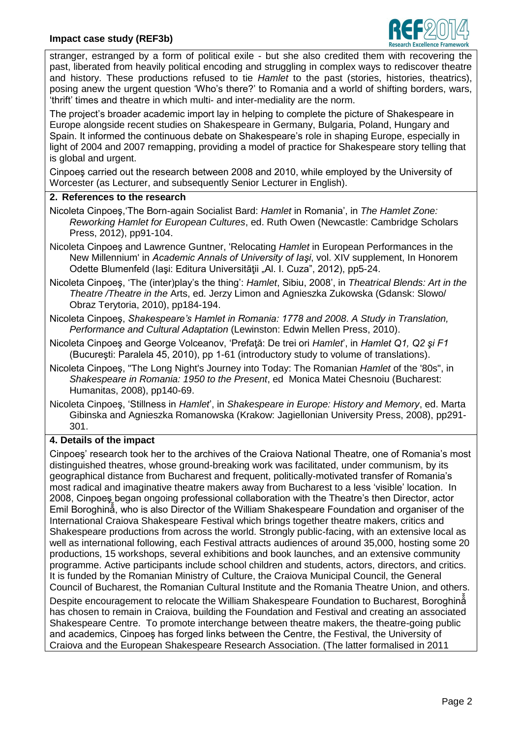stranger, estranged by a form of political exile - but she also credited them with recovering the past, liberated from heavily political encoding and struggling in complex ways to rediscover theatre and history. These productions refused to tie *Hamlet* to the past (stories, histories, theatrics), posing anew the urgent question 'Who's there?' to Romania and a world of shifting borders, wars, 'thrift' times and theatre in which multi- and inter-mediality are the norm.

The project's broader academic import lay in helping to complete the picture of Shakespeare in Europe alongside recent studies on Shakespeare in Germany, Bulgaria, Poland, Hungary and Spain. It informed the continuous debate on Shakespeare's role in shaping Europe, especially in light of 2004 and 2007 remapping, providing a model of practice for Shakespeare story telling that is global and urgent.

Cinpoeş carried out the research between 2008 and 2010, while employed by the University of Worcester (as Lecturer, and subsequently Senior Lecturer in English).

## 2. References to the research

Nicoleta Cinpoeş,'The Born-again Socialist Bard: *Hamlet* in Romania', in *The Hamlet Zone: Reworking Hamlet for European Cultures*, ed. Ruth Owen (Newcastle: Cambridge Scholars Press, 2012), pp91-104.

Nicoleta Cinpoeş and Lawrence Guntner, 'Relocating *Hamlet* in European Performances in the New Millennium' in *Academic Annals of University of Iaşi*, vol. XIV supplement, In Honorem Odette Blumenfeld (Iaşi: Editura Universităţii „Al. I. Cuza", 2012), pp5-24.

Nicoleta Cinpoeş, 'The (inter)play's the thing': *Hamlet*, Sibiu, 2008', in *Theatrical Blends: Art in the Theatre /Theatre in the* Arts, ed. Jerzy Limon and Agnieszka Zukowska (Gdansk: Slowo/ Obraz Terytoria, 2010), pp184-194.

Nicoleta Cinpoeş, *Shakespeare's Hamlet in Romania: 1778 and 2008. A Study in Translation, Performance and Cultural Adaptation* (Lewinston: Edwin Mellen Press, 2010).

Nicoleta Cinpoeş and George Volceanov, 'Prefaţă: De trei ori *Hamlet*', in *Hamlet Q1, Q2 şi F1* (Bucureşti: Paralela 45, 2010), pp 1-61 (introductory study to volume of translations).

Nicoleta Cinpoeş, "The Long Night's Journey into Today: The Romanian *Hamlet* of the '80s", in *Shakespeare in Romania: 1950 to the Present*, ed Monica Matei Chesnoiu (Bucharest: Humanitas, 2008), pp140-69.

Nicoleta Cinpoeş, 'Stillness in *Hamlet*', in *Shakespeare in Europe: History and Memory*, ed. Marta Gibinska and Agnieszka Romanowska (Krakow: Jagiellonian University Press, 2008), pp291-301.

## 4. Details of the impact

Cinpoeş' research took her to the archives of the Craiova National Theatre, one of Romania's most distinguished theatres, whose ground-breaking work was facilitated, under communism, by its geographical distance from Bucharest and frequent, politically-motivated transfer of Romania's most radical and imaginative theatre makers away from Bucharest to a less 'visible' location. In 2008, Cinpoeş began ongoing professional collaboration with the Theatre's then Director, actor Emil Boroghină, who is also Director of the William Shakespeare Foundation and organiser of the International Craiova Shakespeare Festival which brings together theatre makers, critics and Shakespeare productions from across the world. Strongly public-facing, with an extensive local as well as international following, each Festival attracts audiences of around 35,000, hosting some 20 productions, 15 workshops, several exhibitions and book launches, and an extensive community programme. Active participants include school children and students, actors, directors, and critics. It is funded by the Romanian Ministry of Culture, the Craiova Municipal Council, the General Council of Bucharest, the Romanian Cultural Institute and the Romania Theatre Union, and others.

Despite encouragement to relocate the William Shakespeare Foundation to Bucharest, Boroghină has chosen to remain in Craiova, building the Foundation and Festival and creating an associated Shakespeare Centre. To promote interchange between theatre makers, the theatre-going public and academics, Cinpoeş has forged links between the Centre, the Festival, the University of Craiova and the European Shakespeare Research Association. (The latter formalised in 2011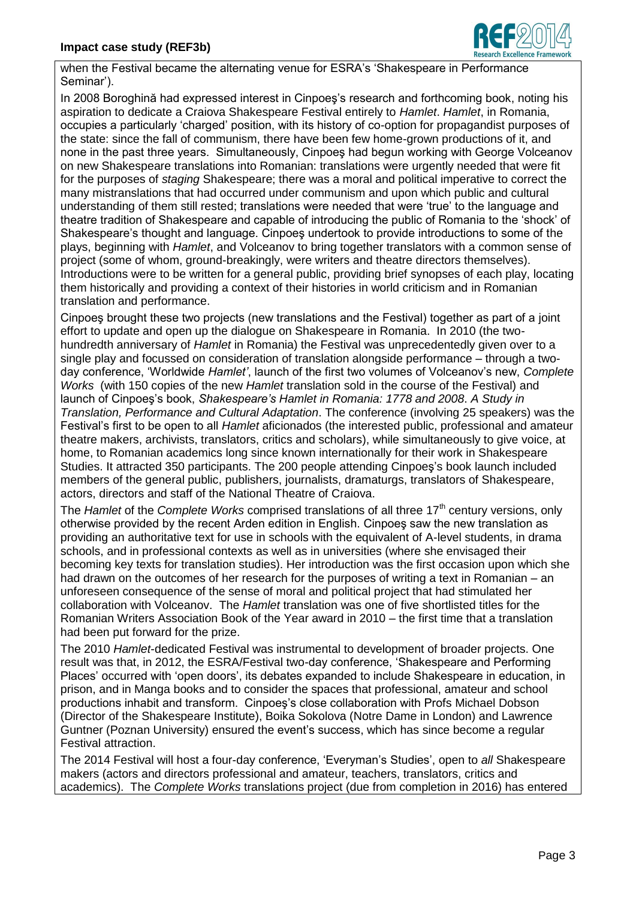when the Festival became the alternating venue for ESRA's 'Shakespeare in Performance Seminar').

In 2008 Boroghină had expressed interest in Cinpoeş's research and forthcoming book, noting his aspiration to dedicate a Craiova Shakespeare Festival entirely to *Hamlet*. *Hamlet*, in Romania, occupies a particularly 'charged' position, with its history of co-option for propagandist purposes of the state: since the fall of communism, there have been few home-grown productions of it, and none in the past three years. Simultaneously, Cinpoeş had begun working with George Volceanov on new Shakespeare translations into Romanian: translations were urgently needed that were fit for the purposes of *staging* Shakespeare; there was a moral and political imperative to correct the many mistranslations that had occurred under communism and upon which public and cultural understanding of them still rested; translations were needed that were 'true' to the language and theatre tradition of Shakespeare and capable of introducing the public of Romania to the 'shock' of Shakespeare's thought and language. Cinpoeş undertook to provide introductions to some of the plays, beginning with *Hamlet*, and Volceanov to bring together translators with a common sense of project (some of whom, ground-breakingly, were writers and theatre directors themselves). Introductions were to be written for a general public, providing brief synopses of each play, locating them historically and providing a context of their histories in world criticism and in Romanian translation and performance.

Cinpoeş brought these two projects (new translations and the Festival) together as part of a joint effort to update and open up the dialogue on Shakespeare in Romania. In 2010 (the two-hundredth anniversary of *Hamlet* in Romania) the Festival was unprecedentedly given over to a single play and focussed on consideration of translation alongside performance – through a two-day conference, 'Worldwide *Hamlet'*, launch of the first two volumes of Volceanov's new, *Complete Works* (with 150 copies of the new *Hamlet* translation sold in the course of the Festival) and launch of Cinpoeş's book, *Shakespeare's Hamlet in Romania: 1778 and 2008*. *A Study in Translation, Performance and Cultural Adaptation*. The conference (involving 25 speakers) was the Festival's first to be open to all *Hamlet* aficionados (the interested public, professional and amateur theatre makers, archivists, translators, critics and scholars), while simultaneously to give voice, at home, to Romanian academics long since known internationally for their work in Shakespeare Studies. It attracted 350 participants. The 200 people attending Cinpoeş's book launch included members of the general public, publishers, journalists, dramaturgs, translators of Shakespeare, actors, directors and staff of the National Theatre of Craiova.

The *Hamlet* of the *Complete Works* comprised translations of all three 17th century versions, only otherwise provided by the recent Arden edition in English. Cinpoeş saw the new translation as providing an authoritative text for use in schools with the equivalent of A-level students, in drama schools, and in professional contexts as well as in universities (where she envisaged their becoming key texts for translation studies). Her introduction was the first occasion upon which she had drawn on the outcomes of her research for the purposes of writing a text in Romanian – an unforeseen consequence of the sense of moral and political project that had stimulated her collaboration with Volceanov. The *Hamlet* translation was one of five shortlisted titles for the Romanian Writers Association Book of the Year award in 2010 – the first time that a translation had been put forward for the prize.

The 2010 *Hamlet*-dedicated Festival was instrumental to development of broader projects. One result was that, in 2012, the ESRA/Festival two-day conference, 'Shakespeare and Performing Places' occurred with 'open doors', its debates expanded to include Shakespeare in education, in prison, and in Manga books and to consider the spaces that professional, amateur and school productions inhabit and transform. Cinpoeş's close collaboration with Profs Michael Dobson (Director of the Shakespeare Institute), Boika Sokolova (Notre Dame in London) and Lawrence Guntner (Poznan University) ensured the event's success, which has since become a regular Festival attraction.

The 2014 Festival will host a four-day conference, 'Everyman's Studies', open to *all* Shakespeare makers (actors and directors professional and amateur, teachers, translators, critics and academics). The *Complete Works* translations project (due from completion in 2016) has entered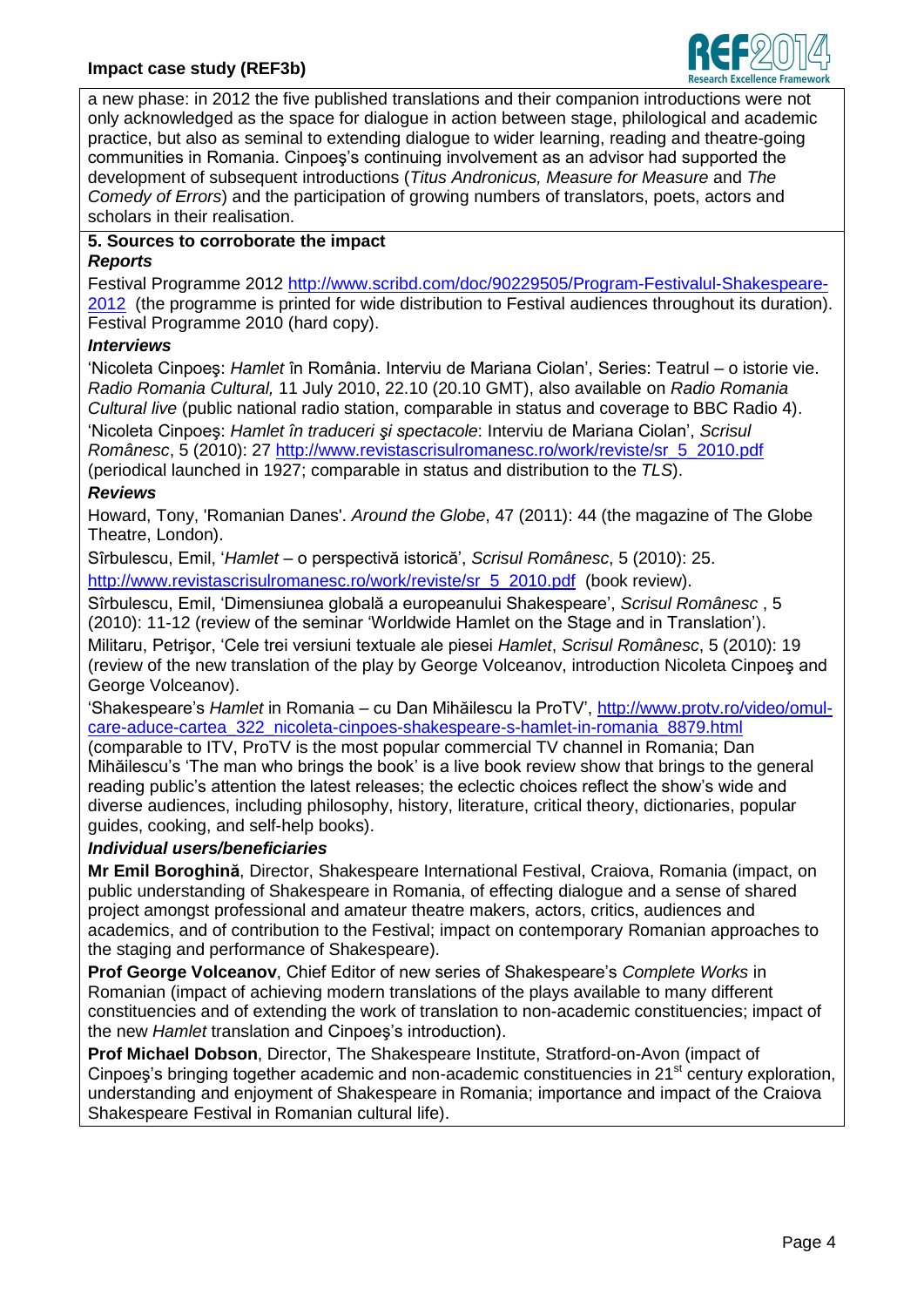a new phase: in 2012 the five published translations and their companion introductions were not only acknowledged as the space for dialogue in action between stage, philological and academic practice, but also as seminal to extending dialogue to wider learning, reading and theatre-going communities in Romania. Cinpoeş's continuing involvement as an advisor had supported the development of subsequent introductions (*Titus Andronicus, Measure for Measure* and *The Comedy of Errors*) and the participation of growing numbers of translators, poets, actors and scholars in their realisation.

## 5. Sources to corroborate the impact

### *Reports*

Festival Programme 2012 http://www.scribd.com/doc/90229505/Program-Festivalul-Shakespeare-2012 (the programme is printed for wide distribution to Festival audiences throughout its duration). Festival Programme 2010 (hard copy).

### *Interviews*

'Nicoleta Cinpoeş: *Hamlet* în România. Interviu de Mariana Ciolan', Series: Teatrul – o istorie vie. *Radio Romania Cultural,* 11 July 2010, 22.10 (20.10 GMT), also available on *Radio Romania Cultural live* (public national radio station, comparable in status and coverage to BBC Radio 4).

'Nicoleta Cinpoeş: *Hamlet în traduceri şi spectacole*: Interviu de Mariana Ciolan', *Scrisul Românesc*, 5 (2010): 27 http://www.revistascrisulromanesc.ro/work/reviste/sr_5_2010.pdf (periodical launched in 1927; comparable in status and distribution to the *TLS*).

### *Reviews*

Howard, Tony, 'Romanian Danes'. *Around the Globe*, 47 (2011): 44 (the magazine of The Globe Theatre, London).

Sîrbulescu, Emil, '*Hamlet* – o perspectivă istorică', *Scrisul Românesc*, 5 (2010): 25. http://www.revistascrisulromanesc.ro/work/reviste/sr_5_2010.pdf (book review).

Sîrbulescu, Emil, 'Dimensiunea globală a europeanului Shakespeare', *Scrisul Românesc* , 5 (2010): 11-12 (review of the seminar 'Worldwide Hamlet on the Stage and in Translation').

Militaru, Petrişor, 'Cele trei versiuni textuale ale piesei *Hamlet*, *Scrisul Românesc*, 5 (2010): 19 (review of the new translation of the play by George Volceanov, introduction Nicoleta Cinpoeş and George Volceanov).

'Shakespeare's *Hamlet* in Romania – cu Dan Mihăilescu la ProTV', http://www.protv.ro/video/omul-care-aduce-cartea_322_nicoleta-cinpoes-shakespeare-s-hamlet-in-romania_8879.html (comparable to ITV, ProTV is the most popular commercial TV channel in Romania; Dan Mihăilescu's 'The man who brings the book' is a live book review show that brings to the general reading public's attention the latest releases; the eclectic choices reflect the show's wide and diverse audiences, including philosophy, history, literature, critical theory, dictionaries, popular guides, cooking, and self-help books).

### *Individual users/beneficiaries*

**Mr Emil Boroghină**, Director, Shakespeare International Festival, Craiova, Romania (impact, on public understanding of Shakespeare in Romania, of effecting dialogue and a sense of shared project amongst professional and amateur theatre makers, actors, critics, audiences and academics, and of contribution to the Festival; impact on contemporary Romanian approaches to the staging and performance of Shakespeare).

**Prof George Volceanov**, Chief Editor of new series of Shakespeare's *Complete Works* in Romanian (impact of achieving modern translations of the plays available to many different constituencies and of extending the work of translation to non-academic constituencies; impact of the new *Hamlet* translation and Cinpoeş's introduction).

**Prof Michael Dobson**, Director, The Shakespeare Institute, Stratford-on-Avon (impact of Cinpoeş's bringing together academic and non-academic constituencies in 21st century exploration, understanding and enjoyment of Shakespeare in Romania; importance and impact of the Craiova Shakespeare Festival in Romanian cultural life).